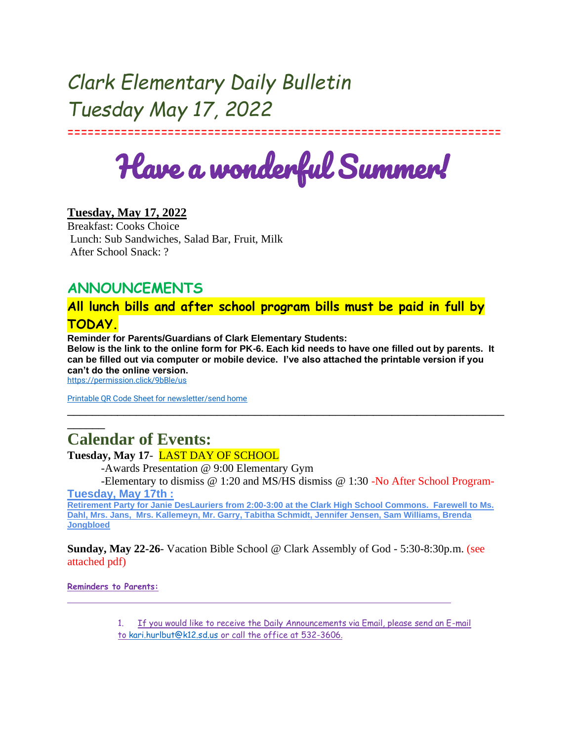# Clark Elementary Daily Bulletin
# Tuesday May 17, 2022

==============================================================

# Have a wonderful Summer!

**Tuesday, May 17, 2022**
Breakfast: Cooks Choice
Lunch: Sub Sandwiches, Salad Bar, Fruit, Milk
After School Snack: ?

## ANNOUNCEMENTS

### All lunch bills and after school program bills must be paid in full by TODAY.

**Reminder for Parents/Guardians of Clark Elementary Students:**
**Below is the link to the online form for PK-6. Each kid needs to have one filled out by parents. It can be filled out via computer or mobile device. I've also attached the printable version if you can't do the online version.**
https://permission.click/9bBle/us

Printable QR Code Sheet for newsletter/send home

---

## Calendar of Events:

**Tuesday, May 17**- LAST DAY OF SCHOOL
-Awards Presentation @ 9:00 Elementary Gym
-Elementary to dismiss @ 1:20 and MS/HS dismiss @ 1:30 -No After School Program-

**Tuesday, May 17th :**
**Retirement Party for Janie DesLauriers from 2:00-3:00 at the Clark High School Commons. Farewell to Ms. Dahl, Mrs. Jans, Mrs. Kallemeyn, Mr. Garry, Tabitha Schmidt, Jennifer Jensen, Sam Williams, Brenda Jongbloed**

**Sunday, May 22-26**- Vacation Bible School @ Clark Assembly of God - 5:30-8:30p.m. (see attached pdf)

**Reminders to Parents:**

---

1. If you would like to receive the Daily Announcements via Email, please send an E-mail to kari.hurlbut@k12.sd.us or call the office at 532-3606.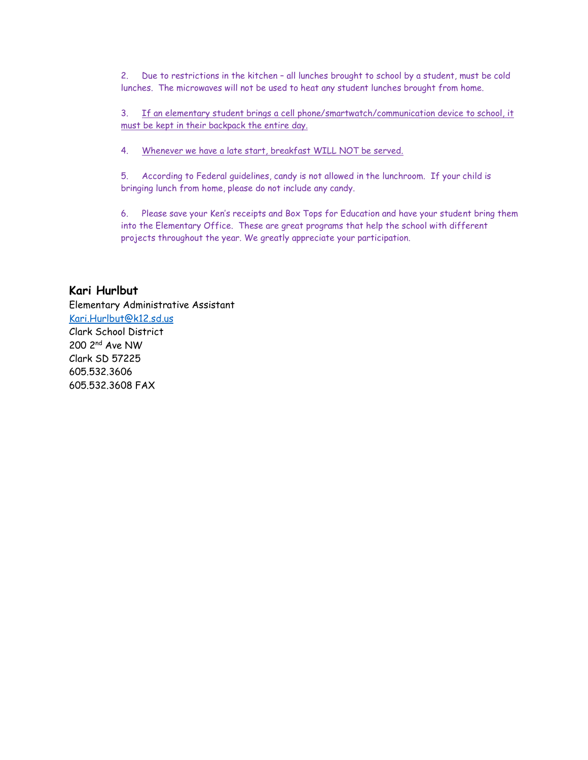2. Due to restrictions in the kitchen – all lunches brought to school by a student, must be cold lunches. The microwaves will not be used to heat any student lunches brought from home.

3. <u>If an elementary student brings a cell phone/smartwatch/communication device to school, it must be kept in their backpack the entire day.</u>

4. <u>Whenever we have a late start, breakfast WILL NOT be served.</u>

5. According to Federal guidelines, candy is not allowed in the lunchroom. If your child is bringing lunch from home, please do not include any candy.

6. Please save your Ken's receipts and Box Tops for Education and have your student bring them into the Elementary Office. These are great programs that help the school with different projects throughout the year. We greatly appreciate your participation.

**Kari Hurlbut**
Elementary Administrative Assistant
Kari.Hurlbut@k12.sd.us
Clark School District
200 2nd Ave NW
Clark SD 57225
605.532.3606
605.532.3608 FAX